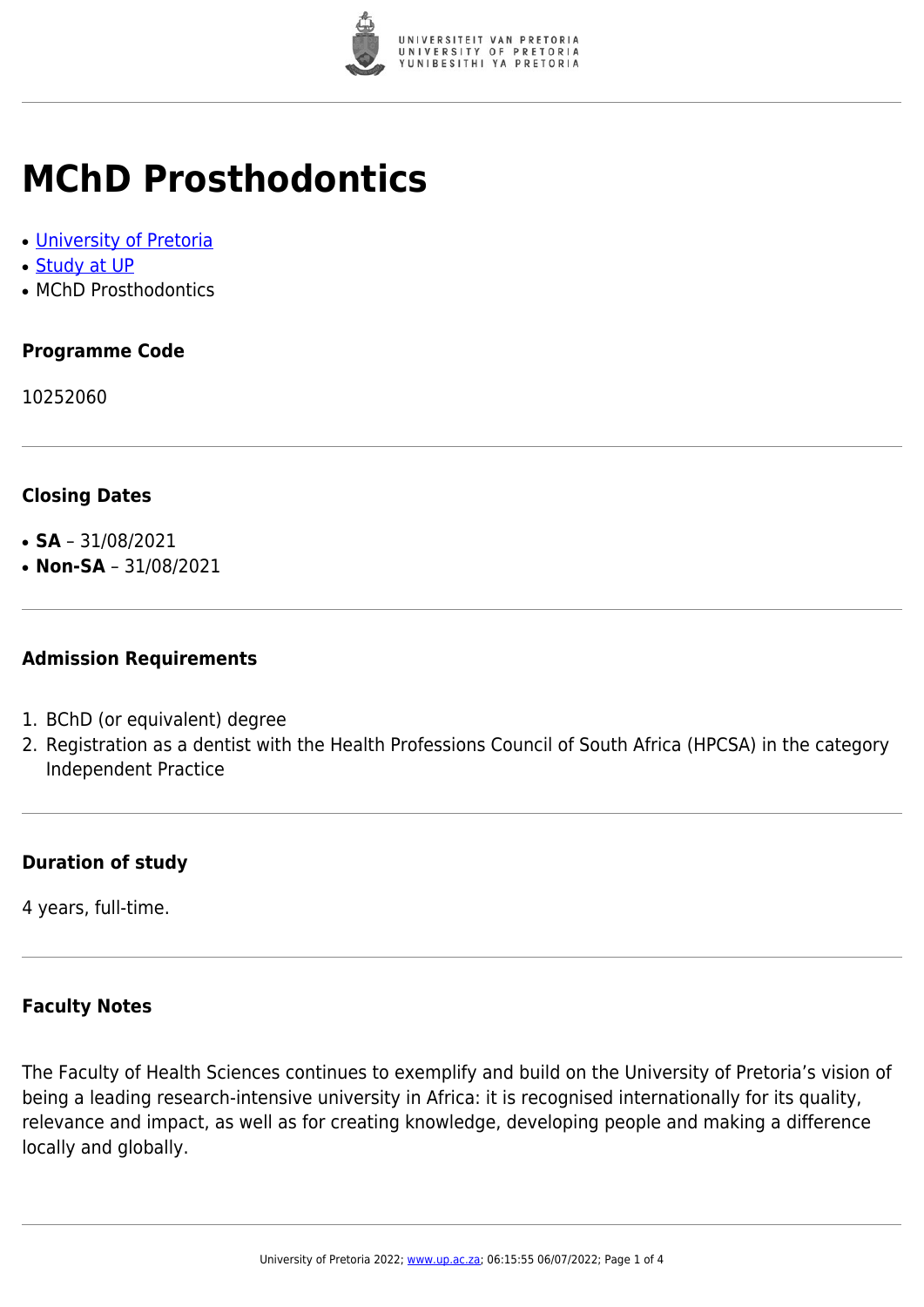# MChD Prosthodontics

- [University of Pretoria]
- [Study at UP]
- MChD Prosthodontics

### Programme Code

10252060

### Closing Dates

- **SA** – 31/08/2021
- **Non-SA** – 31/08/2021

### Admission Requirements

1. BChD (or equivalent) degree
2. Registration as a dentist with the Health Professions Council of South Africa (HPCSA) in the category Independent Practice

### Duration of study

4 years, full-time.

### Faculty Notes

The Faculty of Health Sciences continues to exemplify and build on the University of Pretoria's vision of being a leading research-intensive university in Africa: it is recognised internationally for its quality, relevance and impact, as well as for creating knowledge, developing people and making a difference locally and globally.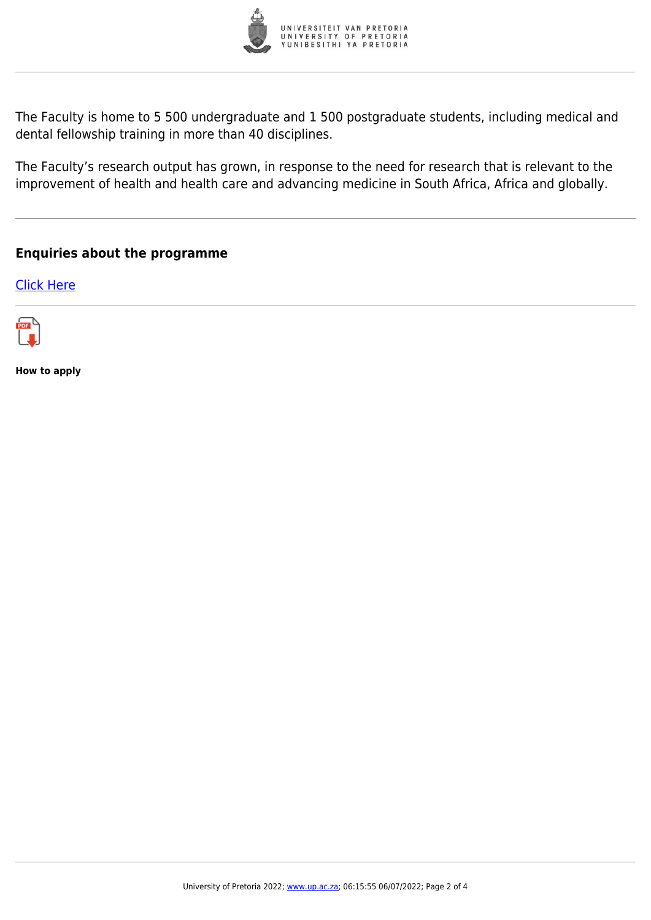The Faculty is home to 5 500 undergraduate and 1 500 postgraduate students, including medical and dental fellowship training in more than 40 disciplines.

The Faculty's research output has grown, in response to the need for research that is relevant to the improvement of health and health care and advancing medicine in South Africa, Africa and globally.

### Enquiries about the programme

Click Here

**How to apply**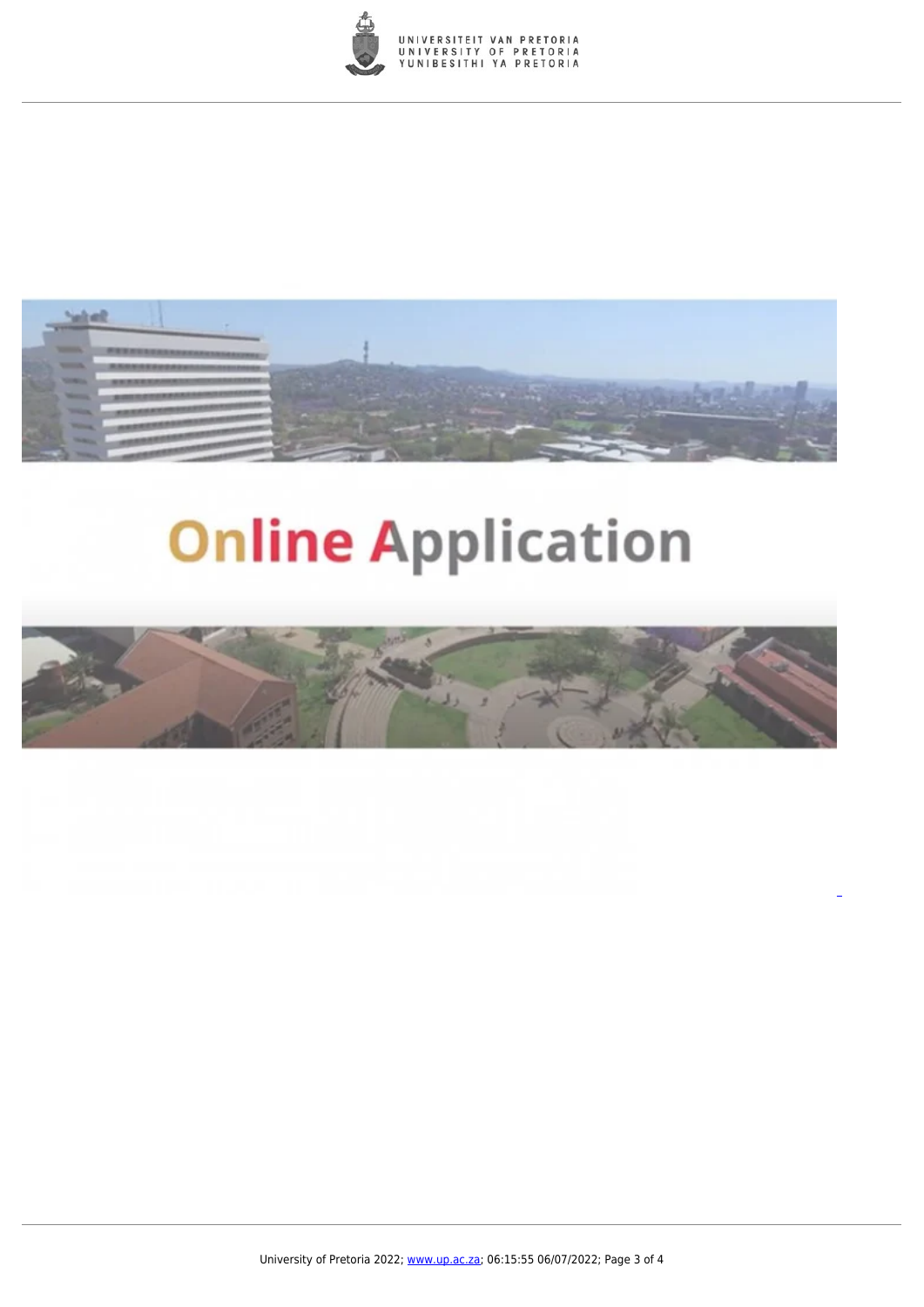Online Application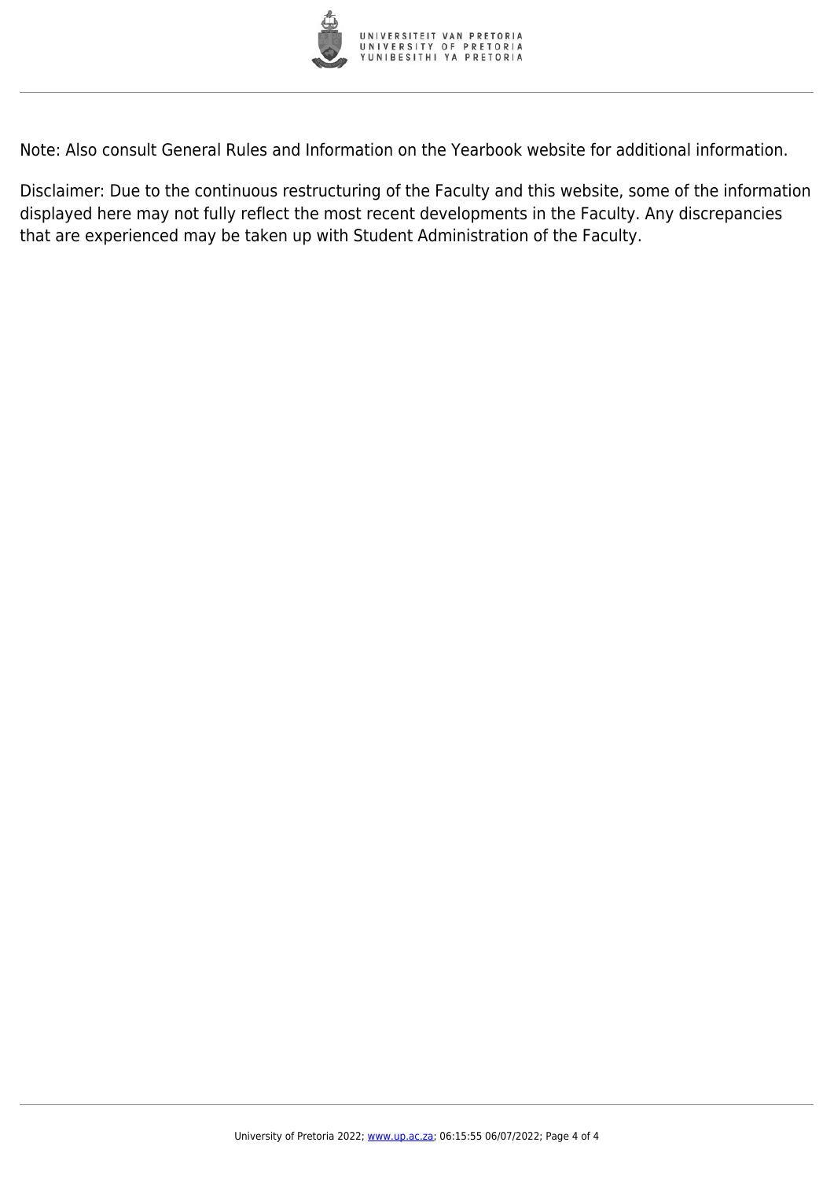Note: Also consult General Rules and Information on the Yearbook website for additional information.

Disclaimer: Due to the continuous restructuring of the Faculty and this website, some of the information displayed here may not fully reflect the most recent developments in the Faculty. Any discrepancies that are experienced may be taken up with Student Administration of the Faculty.